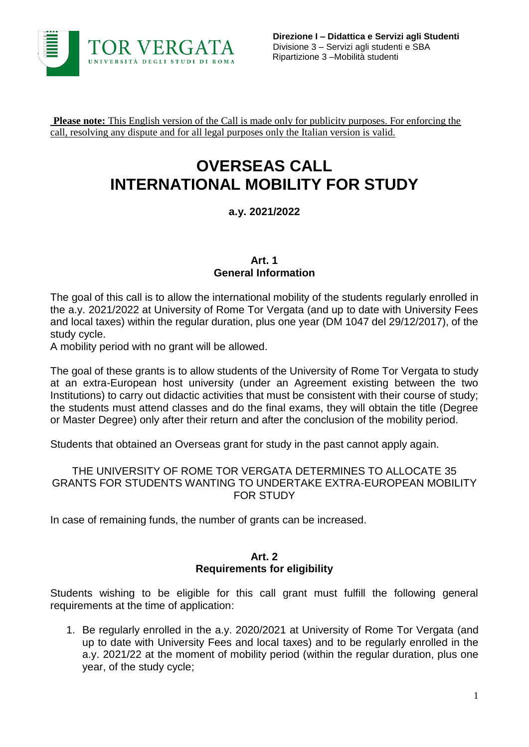**Direzione I – Didattica e Servizi agli Studenti**
Divisione 3 – Servizi agli studenti e SBA
Ripartizione 3 –Mobilità studenti

**Please note:** This English version of the Call is made only for publicity purposes. For enforcing the call, resolving any dispute and for all legal purposes only the Italian version is valid.

# OVERSEAS CALL INTERNATIONAL MOBILITY FOR STUDY

**a.y. 2021/2022**

## Art. 1 General Information

The goal of this call is to allow the international mobility of the students regularly enrolled in the a.y. 2021/2022 at University of Rome Tor Vergata (and up to date with University Fees and local taxes) within the regular duration, plus one year (DM 1047 del 29/12/2017), of the study cycle.
A mobility period with no grant will be allowed.

The goal of these grants is to allow students of the University of Rome Tor Vergata to study at an extra-European host university (under an Agreement existing between the two Institutions) to carry out didactic activities that must be consistent with their course of study; the students must attend classes and do the final exams, they will obtain the title (Degree or Master Degree) only after their return and after the conclusion of the mobility period.

Students that obtained an Overseas grant for study in the past cannot apply again.

THE UNIVERSITY OF ROME TOR VERGATA DETERMINES TO ALLOCATE 35 GRANTS FOR STUDENTS WANTING TO UNDERTAKE EXTRA-EUROPEAN MOBILITY FOR STUDY

In case of remaining funds, the number of grants can be increased.

## Art. 2 Requirements for eligibility

Students wishing to be eligible for this call grant must fulfill the following general requirements at the time of application:

1. Be regularly enrolled in the a.y. 2020/2021 at University of Rome Tor Vergata (and up to date with University Fees and local taxes) and to be regularly enrolled in the a.y. 2021/22 at the moment of mobility period (within the regular duration, plus one year, of the study cycle;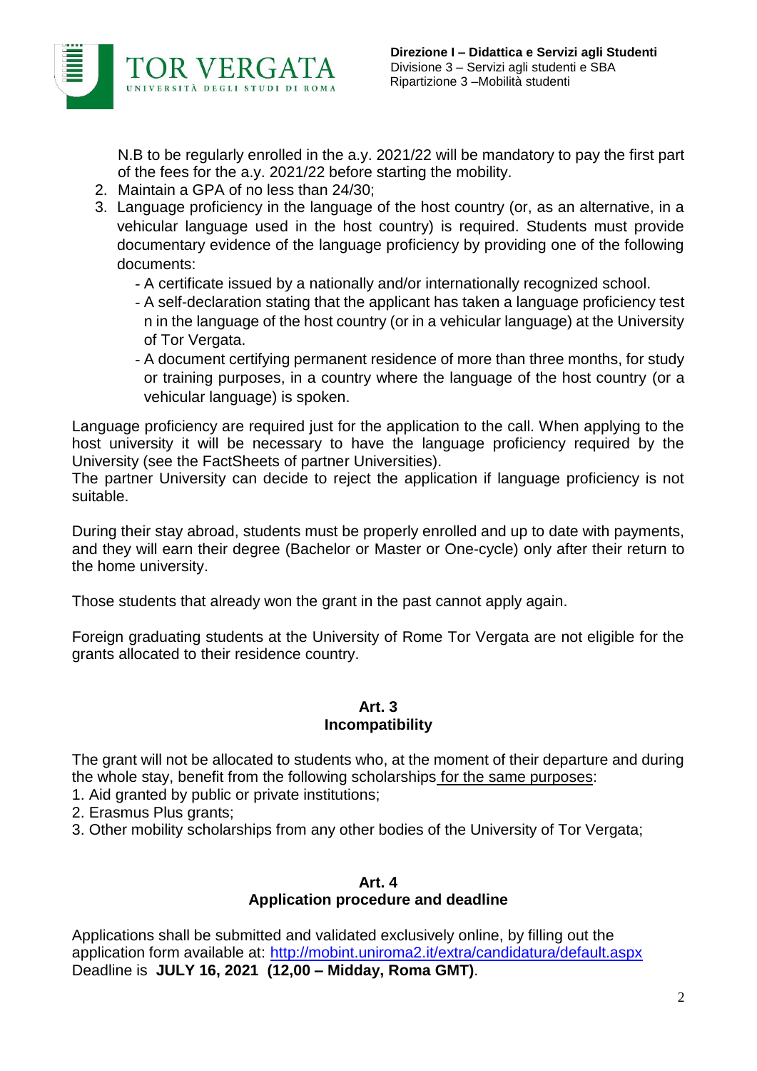N.B to be regularly enrolled in the a.y. 2021/22 will be mandatory to pay the first part of the fees for the a.y. 2021/22 before starting the mobility.

2. Maintain a GPA of no less than 24/30;
3. Language proficiency in the language of the host country (or, as an alternative, in a vehicular language used in the host country) is required. Students must provide documentary evidence of the language proficiency by providing one of the following documents:
   - A certificate issued by a nationally and/or internationally recognized school.
   - A self-declaration stating that the applicant has taken a language proficiency test n in the language of the host country (or in a vehicular language) at the University of Tor Vergata.
   - A document certifying permanent residence of more than three months, for study or training purposes, in a country where the language of the host country (or a vehicular language) is spoken.

Language proficiency are required just for the application to the call. When applying to the host university it will be necessary to have the language proficiency required by the University (see the FactSheets of partner Universities).
The partner University can decide to reject the application if language proficiency is not suitable.

During their stay abroad, students must be properly enrolled and up to date with payments, and they will earn their degree (Bachelor or Master or One-cycle) only after their return to the home university.

Those students that already won the grant in the past cannot apply again.

Foreign graduating students at the University of Rome Tor Vergata are not eligible for the grants allocated to their residence country.

## Art. 3
## Incompatibility

The grant will not be allocated to students who, at the moment of their departure and during the whole stay, benefit from the following scholarships for the same purposes:

1. Aid granted by public or private institutions;
2. Erasmus Plus grants;
3. Other mobility scholarships from any other bodies of the University of Tor Vergata;

## Art. 4
## Application procedure and deadline

Applications shall be submitted and validated exclusively online, by filling out the application form available at: http://mobint.uniroma2.it/extra/candidatura/default.aspx
Deadline is **JULY 16, 2021 (12,00 – Midday, Roma GMT)**.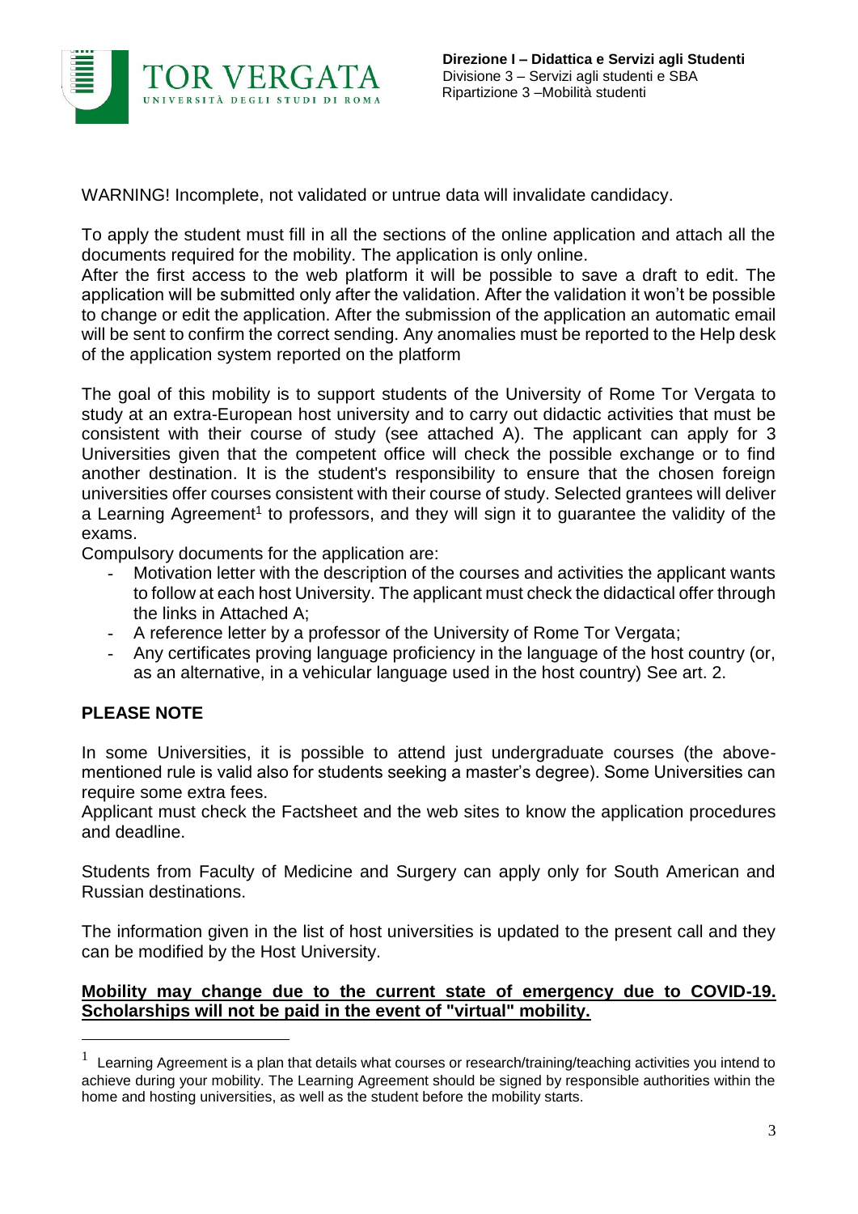WARNING! Incomplete, not validated or untrue data will invalidate candidacy.

To apply the student must fill in all the sections of the online application and attach all the documents required for the mobility. The application is only online.
After the first access to the web platform it will be possible to save a draft to edit. The application will be submitted only after the validation. After the validation it won't be possible to change or edit the application. After the submission of the application an automatic email will be sent to confirm the correct sending. Any anomalies must be reported to the Help desk of the application system reported on the platform

The goal of this mobility is to support students of the University of Rome Tor Vergata to study at an extra-European host university and to carry out didactic activities that must be consistent with their course of study (see attached A). The applicant can apply for 3 Universities given that the competent office will check the possible exchange or to find another destination. It is the student's responsibility to ensure that the chosen foreign universities offer courses consistent with their course of study. Selected grantees will deliver a Learning Agreement[1] to professors, and they will sign it to guarantee the validity of the exams.
Compulsory documents for the application are:

- Motivation letter with the description of the courses and activities the applicant wants to follow at each host University. The applicant must check the didactical offer through the links in Attached A;
- A reference letter by a professor of the University of Rome Tor Vergata;
- Any certificates proving language proficiency in the language of the host country (or, as an alternative, in a vehicular language used in the host country) See art. 2.

**PLEASE NOTE**

In some Universities, it is possible to attend just undergraduate courses (the above-mentioned rule is valid also for students seeking a master's degree). Some Universities can require some extra fees.
Applicant must check the Factsheet and the web sites to know the application procedures and deadline.

Students from Faculty of Medicine and Surgery can apply only for South American and Russian destinations.

The information given in the list of host universities is updated to the present call and they can be modified by the Host University.

**Mobility may change due to the current state of emergency due to COVID-19. Scholarships will not be paid in the event of "virtual" mobility.**

[1] Learning Agreement is a plan that details what courses or research/training/teaching activities you intend to achieve during your mobility. The Learning Agreement should be signed by responsible authorities within the home and hosting universities, as well as the student before the mobility starts.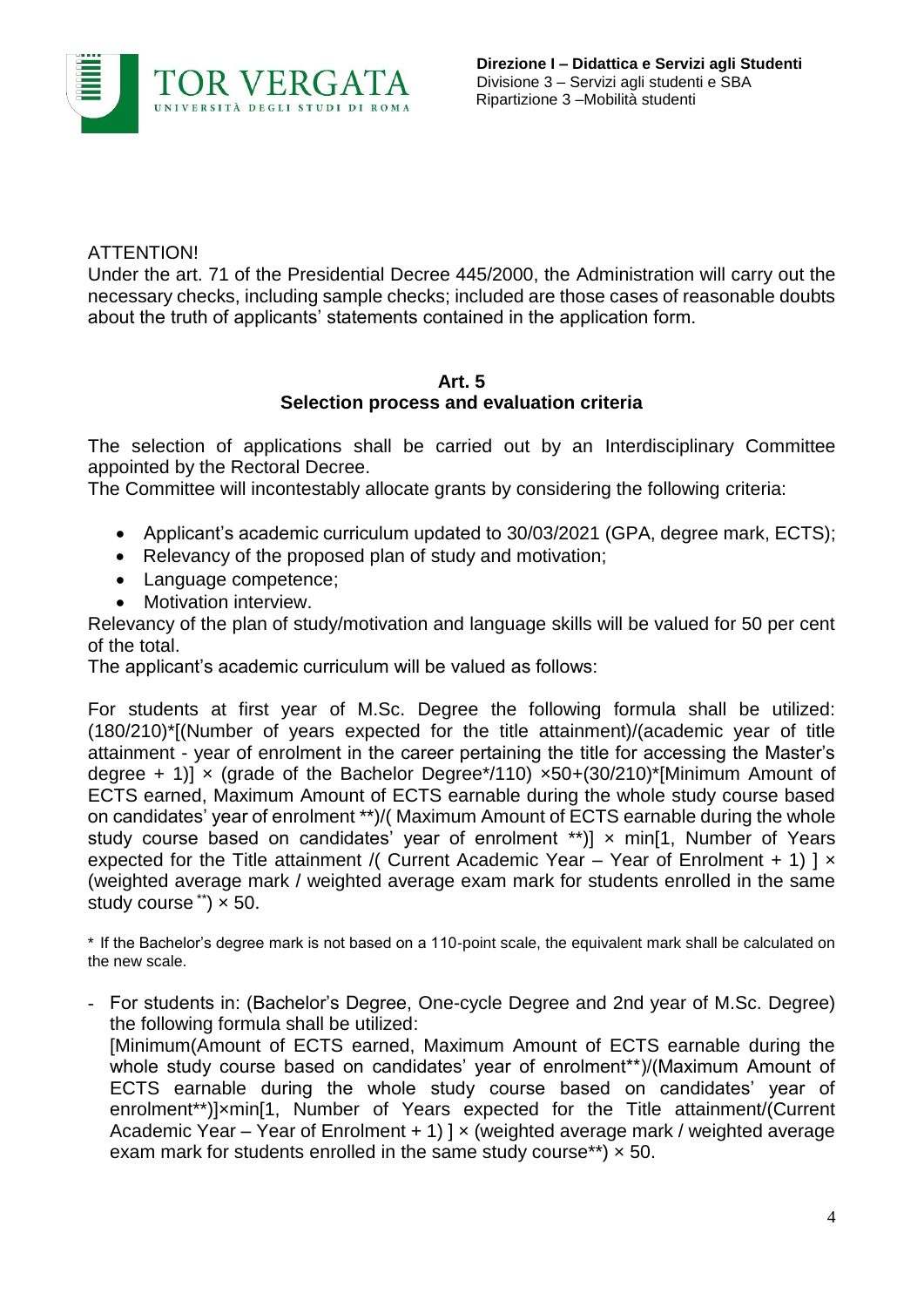ATTENTION!

Under the art. 71 of the Presidential Decree 445/2000, the Administration will carry out the necessary checks, including sample checks; included are those cases of reasonable doubts about the truth of applicants' statements contained in the application form.

## Art. 5
## Selection process and evaluation criteria

The selection of applications shall be carried out by an Interdisciplinary Committee appointed by the Rectoral Decree.

The Committee will incontestably allocate grants by considering the following criteria:

- Applicant's academic curriculum updated to 30/03/2021 (GPA, degree mark, ECTS);
- Relevancy of the proposed plan of study and motivation;
- Language competence;
- Motivation interview.

Relevancy of the plan of study/motivation and language skills will be valued for 50 per cent of the total.

The applicant's academic curriculum will be valued as follows:

For students at first year of M.Sc. Degree the following formula shall be utilized: (180/210)*[(Number of years expected for the title attainment)/(academic year of title attainment - year of enrolment in the career pertaining the title for accessing the Master's degree + 1)] × (grade of the Bachelor Degree*/110) ×50+(30/210)*[Minimum Amount of ECTS earned, Maximum Amount of ECTS earnable during the whole study course based on candidates' year of enrolment **)/( Maximum Amount of ECTS earnable during the whole study course based on candidates' year of enrolment **)] × min[1, Number of Years expected for the Title attainment /( Current Academic Year – Year of Enrolment + 1) ] × (weighted average mark / weighted average exam mark for students enrolled in the same study course **) × 50.

\* If the Bachelor's degree mark is not based on a 110-point scale, the equivalent mark shall be calculated on the new scale.

- For students in: (Bachelor's Degree, One-cycle Degree and 2nd year of M.Sc. Degree) the following formula shall be utilized:
  [Minimum(Amount of ECTS earned, Maximum Amount of ECTS earnable during the whole study course based on candidates' year of enrolment**)/(Maximum Amount of ECTS earnable during the whole study course based on candidates' year of enrolment**)]×min[1, Number of Years expected for the Title attainment/(Current Academic Year – Year of Enrolment + 1) ] × (weighted average mark / weighted average exam mark for students enrolled in the same study course**) × 50.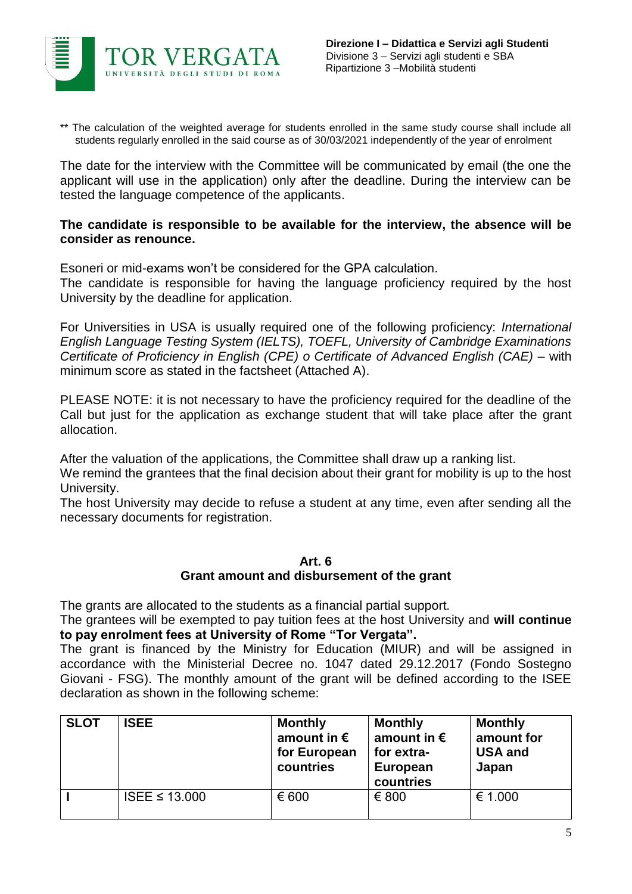** The calculation of the weighted average for students enrolled in the same study course shall include all students regularly enrolled in the said course as of 30/03/2021 independently of the year of enrolment

The date for the interview with the Committee will be communicated by email (the one the applicant will use in the application) only after the deadline. During the interview can be tested the language competence of the applicants.

**The candidate is responsible to be available for the interview, the absence will be consider as renounce.**

Esoneri or mid-exams won't be considered for the GPA calculation.
The candidate is responsible for having the language proficiency required by the host University by the deadline for application.

For Universities in USA is usually required one of the following proficiency: *International English Language Testing System (IELTS), TOEFL, University of Cambridge Examinations Certificate of Proficiency in English (CPE) o Certificate of Advanced English (CAE)* – with minimum score as stated in the factsheet (Attached A).

PLEASE NOTE: it is not necessary to have the proficiency required for the deadline of the Call but just for the application as exchange student that will take place after the grant allocation.

After the valuation of the applications, the Committee shall draw up a ranking list.
We remind the grantees that the final decision about their grant for mobility is up to the host University.
The host University may decide to refuse a student at any time, even after sending all the necessary documents for registration.

## Art. 6
## Grant amount and disbursement of the grant

The grants are allocated to the students as a financial partial support.
The grantees will be exempted to pay tuition fees at the host University and **will continue to pay enrolment fees at University of Rome "Tor Vergata".**
The grant is financed by the Ministry for Education (MIUR) and will be assigned in accordance with the Ministerial Decree no. 1047 dated 29.12.2017 (Fondo Sostegno Giovani - FSG). The monthly amount of the grant will be defined according to the ISEE declaration as shown in the following scheme:

| SLOT | ISEE | Monthly amount in € for European countries | Monthly amount in € for extra-European countries | Monthly amount for USA and Japan |
|---|---|---|---|---|
| I | ISEE ≤ 13.000 | € 600 | € 800 | € 1.000 |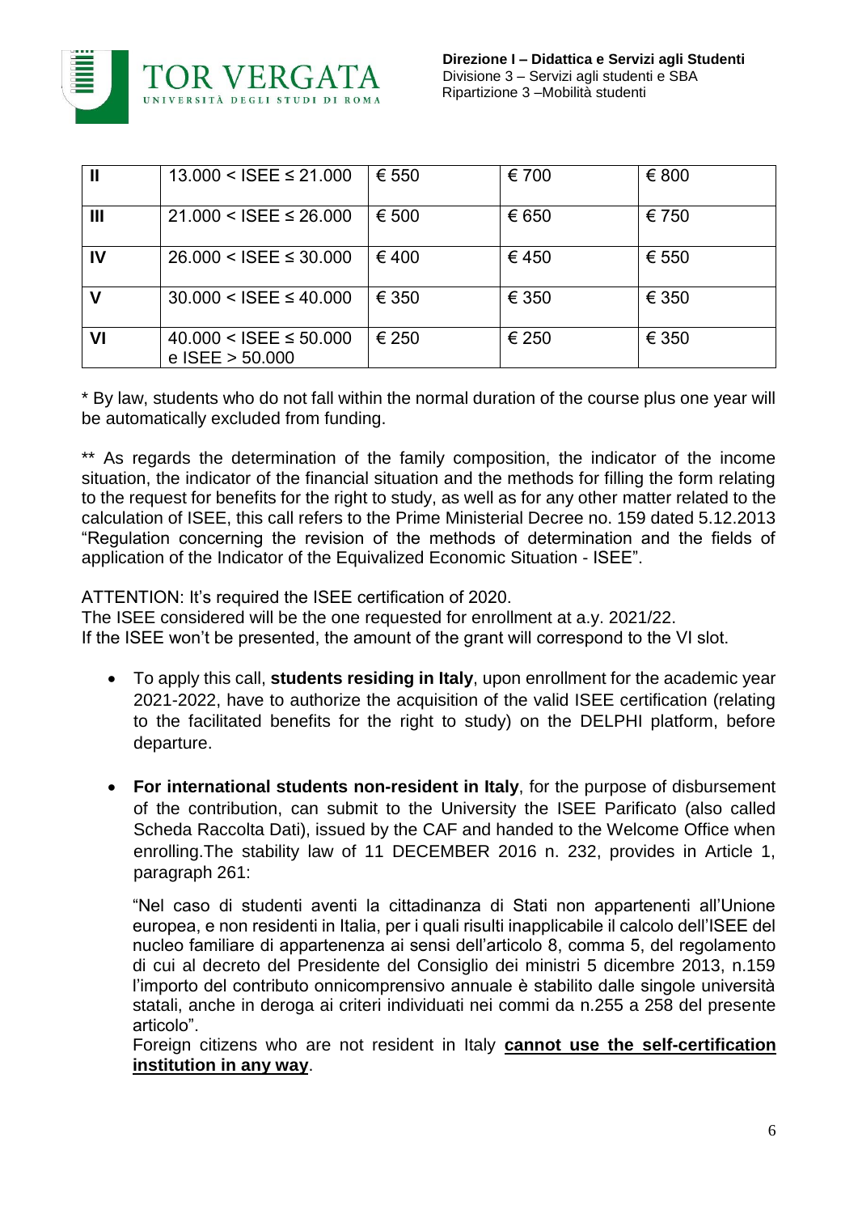| II | 13.000 < ISEE ≤ 21.000 | € 550 | € 700 | € 800 |
|---|---|---|---|---|
| III | 21.000 < ISEE ≤ 26.000 | € 500 | € 650 | € 750 |
| IV | 26.000 < ISEE ≤ 30.000 | € 400 | € 450 | € 550 |
| V | 30.000 < ISEE ≤ 40.000 | € 350 | € 350 | € 350 |
| VI | 40.000 < ISEE ≤ 50.000 e ISEE > 50.000 | € 250 | € 250 | € 350 |

\* By law, students who do not fall within the normal duration of the course plus one year will be automatically excluded from funding.

\*\* As regards the determination of the family composition, the indicator of the income situation, the indicator of the financial situation and the methods for filling the form relating to the request for benefits for the right to study, as well as for any other matter related to the calculation of ISEE, this call refers to the Prime Ministerial Decree no. 159 dated 5.12.2013 "Regulation concerning the revision of the methods of determination and the fields of application of the Indicator of the Equivalized Economic Situation - ISEE".

ATTENTION: It's required the ISEE certification of 2020.
The ISEE considered will be the one requested for enrollment at a.y. 2021/22.
If the ISEE won't be presented, the amount of the grant will correspond to the VI slot.

- To apply this call, **students residing in Italy**, upon enrollment for the academic year 2021-2022, have to authorize the acquisition of the valid ISEE certification (relating to the facilitated benefits for the right to study) on the DELPHI platform, before departure.

- **For international students non-resident in Italy**, for the purpose of disbursement of the contribution, can submit to the University the ISEE Parificato (also called Scheda Raccolta Dati), issued by the CAF and handed to the Welcome Office when enrolling.The stability law of 11 DECEMBER 2016 n. 232, provides in Article 1, paragraph 261:

  "Nel caso di studenti aventi la cittadinanza di Stati non appartenenti all'Unione europea, e non residenti in Italia, per i quali risulti inapplicabile il calcolo dell'ISEE del nucleo familiare di appartenenza ai sensi dell'articolo 8, comma 5, del regolamento di cui al decreto del Presidente del Consiglio dei ministri 5 dicembre 2013, n.159 l'importo del contributo onnicomprensivo annuale è stabilito dalle singole università statali, anche in deroga ai criteri individuati nei commi da n.255 a 258 del presente articolo".

  Foreign citizens who are not resident in Italy **cannot use the self-certification institution in any way**.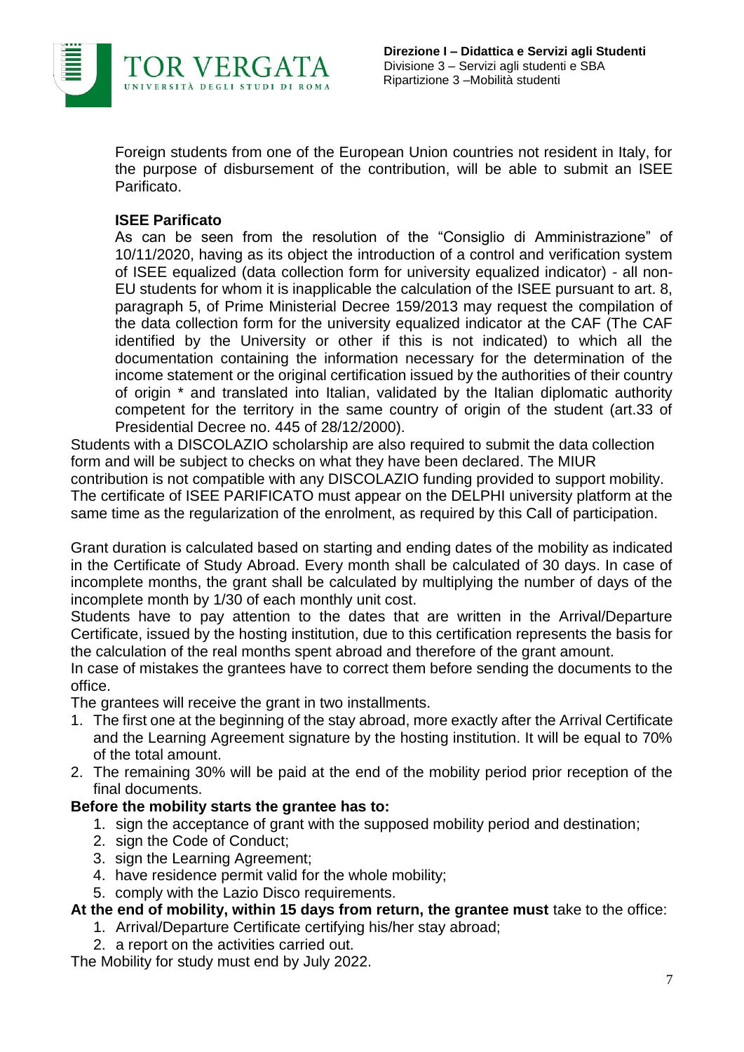Foreign students from one of the European Union countries not resident in Italy, for the purpose of disbursement of the contribution, will be able to submit an ISEE Parificato.

**ISEE Parificato**

As can be seen from the resolution of the "Consiglio di Amministrazione" of 10/11/2020, having as its object the introduction of a control and verification system of ISEE equalized (data collection form for university equalized indicator) - all non-EU students for whom it is inapplicable the calculation of the ISEE pursuant to art. 8, paragraph 5, of Prime Ministerial Decree 159/2013 may request the compilation of the data collection form for the university equalized indicator at the CAF (The CAF identified by the University or other if this is not indicated) to which all the documentation containing the information necessary for the determination of the income statement or the original certification issued by the authorities of their country of origin * and translated into Italian, validated by the Italian diplomatic authority competent for the territory in the same country of origin of the student (art.33 of Presidential Decree no. 445 of 28/12/2000).

Students with a DISCOLAZIO scholarship are also required to submit the data collection form and will be subject to checks on what they have been declared. The MIUR contribution is not compatible with any DISCOLAZIO funding provided to support mobility. The certificate of ISEE PARIFICATO must appear on the DELPHI university platform at the same time as the regularization of the enrolment, as required by this Call of participation.

Grant duration is calculated based on starting and ending dates of the mobility as indicated in the Certificate of Study Abroad. Every month shall be calculated of 30 days. In case of incomplete months, the grant shall be calculated by multiplying the number of days of the incomplete month by 1/30 of each monthly unit cost.

Students have to pay attention to the dates that are written in the Arrival/Departure Certificate, issued by the hosting institution, due to this certification represents the basis for the calculation of the real months spent abroad and therefore of the grant amount.

In case of mistakes the grantees have to correct them before sending the documents to the office.

The grantees will receive the grant in two installments.

1. The first one at the beginning of the stay abroad, more exactly after the Arrival Certificate and the Learning Agreement signature by the hosting institution. It will be equal to 70% of the total amount.
2. The remaining 30% will be paid at the end of the mobility period prior reception of the final documents.

**Before the mobility starts the grantee has to:**

1. sign the acceptance of grant with the supposed mobility period and destination;
2. sign the Code of Conduct;
3. sign the Learning Agreement;
4. have residence permit valid for the whole mobility;
5. comply with the Lazio Disco requirements.

**At the end of mobility, within 15 days from return, the grantee must** take to the office:

1. Arrival/Departure Certificate certifying his/her stay abroad;
2. a report on the activities carried out.

The Mobility for study must end by July 2022.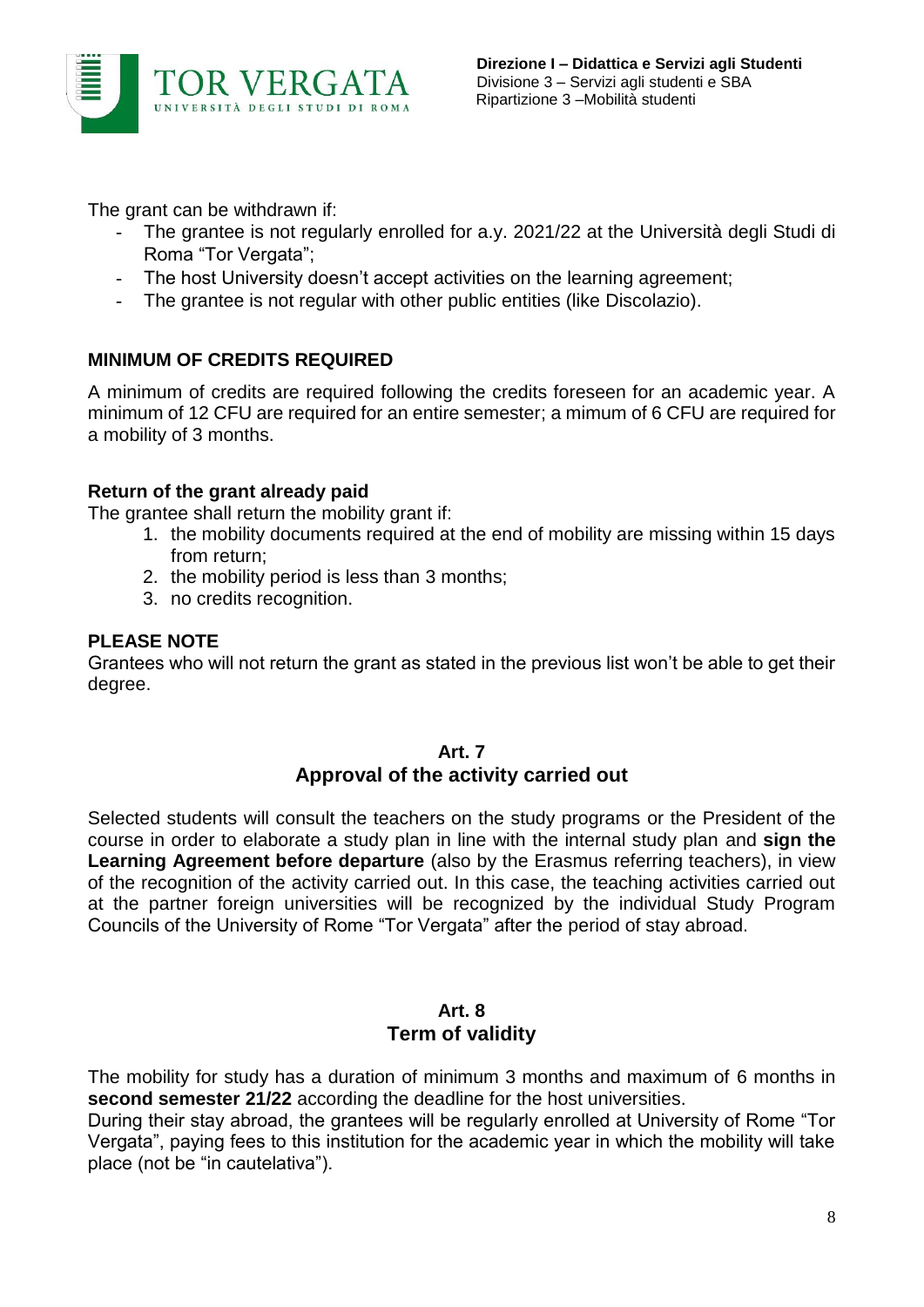The grant can be withdrawn if:

- The grantee is not regularly enrolled for a.y. 2021/22 at the Università degli Studi di Roma "Tor Vergata";
- The host University doesn't accept activities on the learning agreement;
- The grantee is not regular with other public entities (like Discolazio).

**MINIMUM OF CREDITS REQUIRED**

A minimum of credits are required following the credits foreseen for an academic year. A minimum of 12 CFU are required for an entire semester; a mimum of 6 CFU are required for a mobility of 3 months.

**Return of the grant already paid**

The grantee shall return the mobility grant if:

1. the mobility documents required at the end of mobility are missing within 15 days from return;
2. the mobility period is less than 3 months;
3. no credits recognition.

**PLEASE NOTE**

Grantees who will not return the grant as stated in the previous list won't be able to get their degree.

## Art. 7
## Approval of the activity carried out

Selected students will consult the teachers on the study programs or the President of the course in order to elaborate a study plan in line with the internal study plan and **sign the Learning Agreement before departure** (also by the Erasmus referring teachers), in view of the recognition of the activity carried out. In this case, the teaching activities carried out at the partner foreign universities will be recognized by the individual Study Program Councils of the University of Rome "Tor Vergata" after the period of stay abroad.

## Art. 8
## Term of validity

The mobility for study has a duration of minimum 3 months and maximum of 6 months in **second semester 21/22** according the deadline for the host universities.
During their stay abroad, the grantees will be regularly enrolled at University of Rome "Tor Vergata", paying fees to this institution for the academic year in which the mobility will take place (not be "in cautelativa").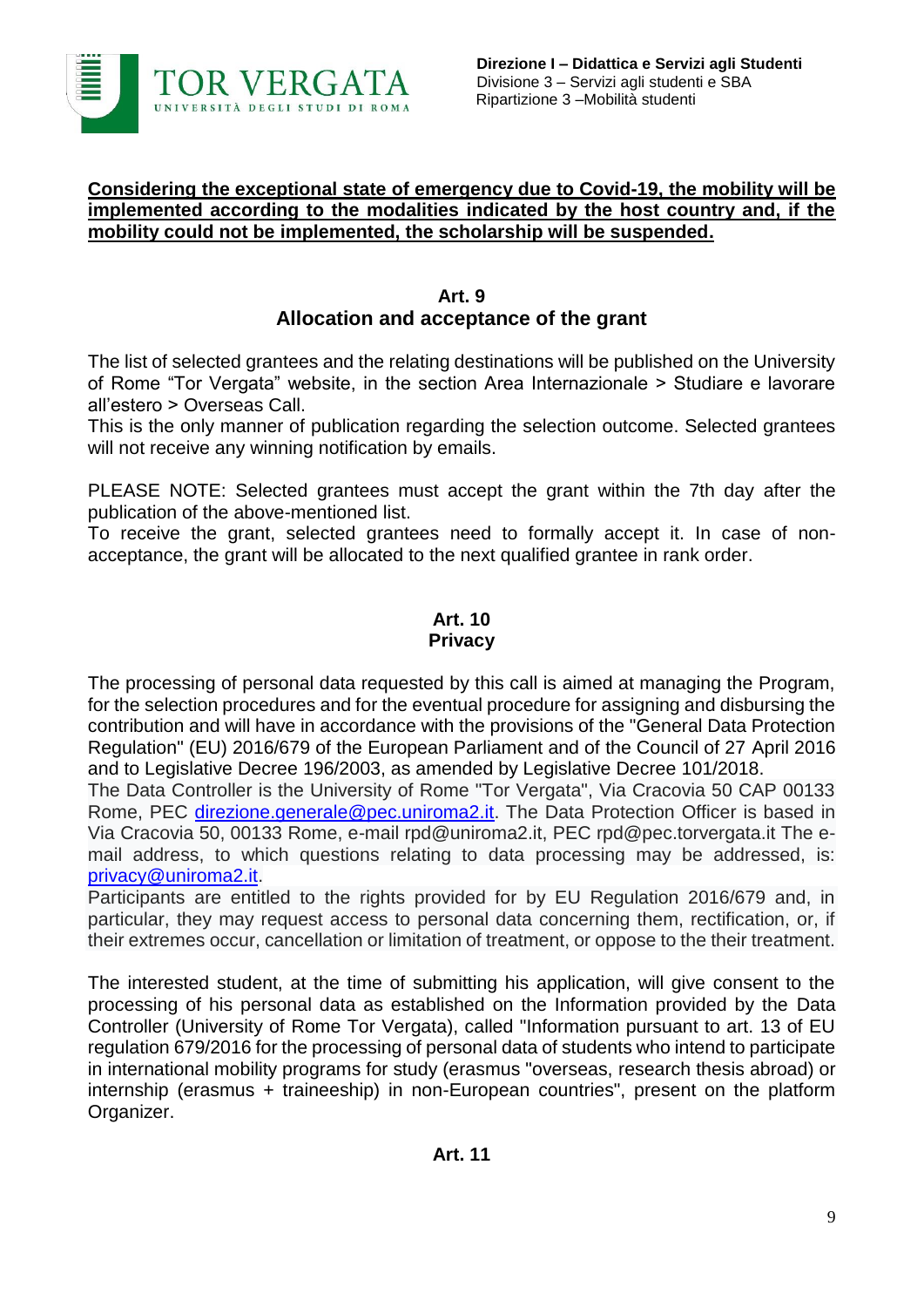**Considering the exceptional state of emergency due to Covid-19, the mobility will be implemented according to the modalities indicated by the host country and, if the mobility could not be implemented, the scholarship will be suspended.**

## Art. 9
## Allocation and acceptance of the grant

The list of selected grantees and the relating destinations will be published on the University of Rome "Tor Vergata" website, in the section Area Internazionale > Studiare e lavorare all'estero > Overseas Call.
This is the only manner of publication regarding the selection outcome. Selected grantees will not receive any winning notification by emails.

PLEASE NOTE: Selected grantees must accept the grant within the 7th day after the publication of the above-mentioned list.
To receive the grant, selected grantees need to formally accept it. In case of non-acceptance, the grant will be allocated to the next qualified grantee in rank order.

## Art. 10
## Privacy

The processing of personal data requested by this call is aimed at managing the Program, for the selection procedures and for the eventual procedure for assigning and disbursing the contribution and will have in accordance with the provisions of the "General Data Protection Regulation" (EU) 2016/679 of the European Parliament and of the Council of 27 April 2016 and to Legislative Decree 196/2003, as amended by Legislative Decree 101/2018.
The Data Controller is the University of Rome "Tor Vergata", Via Cracovia 50 CAP 00133 Rome, PEC direzione.generale@pec.uniroma2.it. The Data Protection Officer is based in Via Cracovia 50, 00133 Rome, e-mail rpd@uniroma2.it, PEC rpd@pec.torvergata.it The e-mail address, to which questions relating to data processing may be addressed, is: privacy@uniroma2.it.
Participants are entitled to the rights provided for by EU Regulation 2016/679 and, in particular, they may request access to personal data concerning them, rectification, or, if their extremes occur, cancellation or limitation of treatment, or oppose to the their treatment.

The interested student, at the time of submitting his application, will give consent to the processing of his personal data as established on the Information provided by the Data Controller (University of Rome Tor Vergata), called "Information pursuant to art. 13 of EU regulation 679/2016 for the processing of personal data of students who intend to participate in international mobility programs for study (erasmus "overseas, research thesis abroad) or internship (erasmus + traineeship) in non-European countries", present on the platform Organizer.

## Art. 11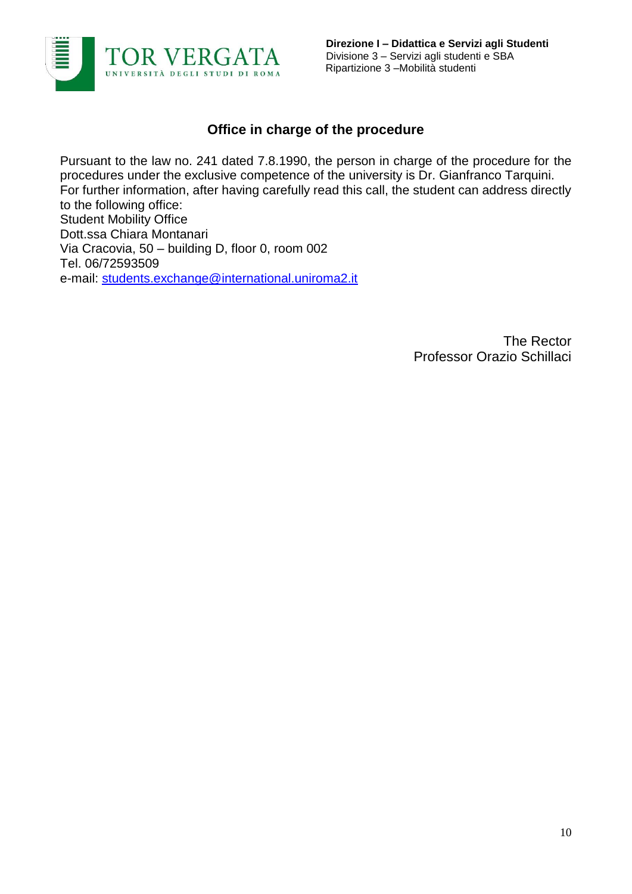## Office in charge of the procedure

Pursuant to the law no. 241 dated 7.8.1990, the person in charge of the procedure for the procedures under the exclusive competence of the university is Dr. Gianfranco Tarquini.
For further information, after having carefully read this call, the student can address directly to the following office:
Student Mobility Office
Dott.ssa Chiara Montanari
Via Cracovia, 50 – building D, floor 0, room 002
Tel. 06/72593509
e-mail: students.exchange@international.uniroma2.it

The Rector
Professor Orazio Schillaci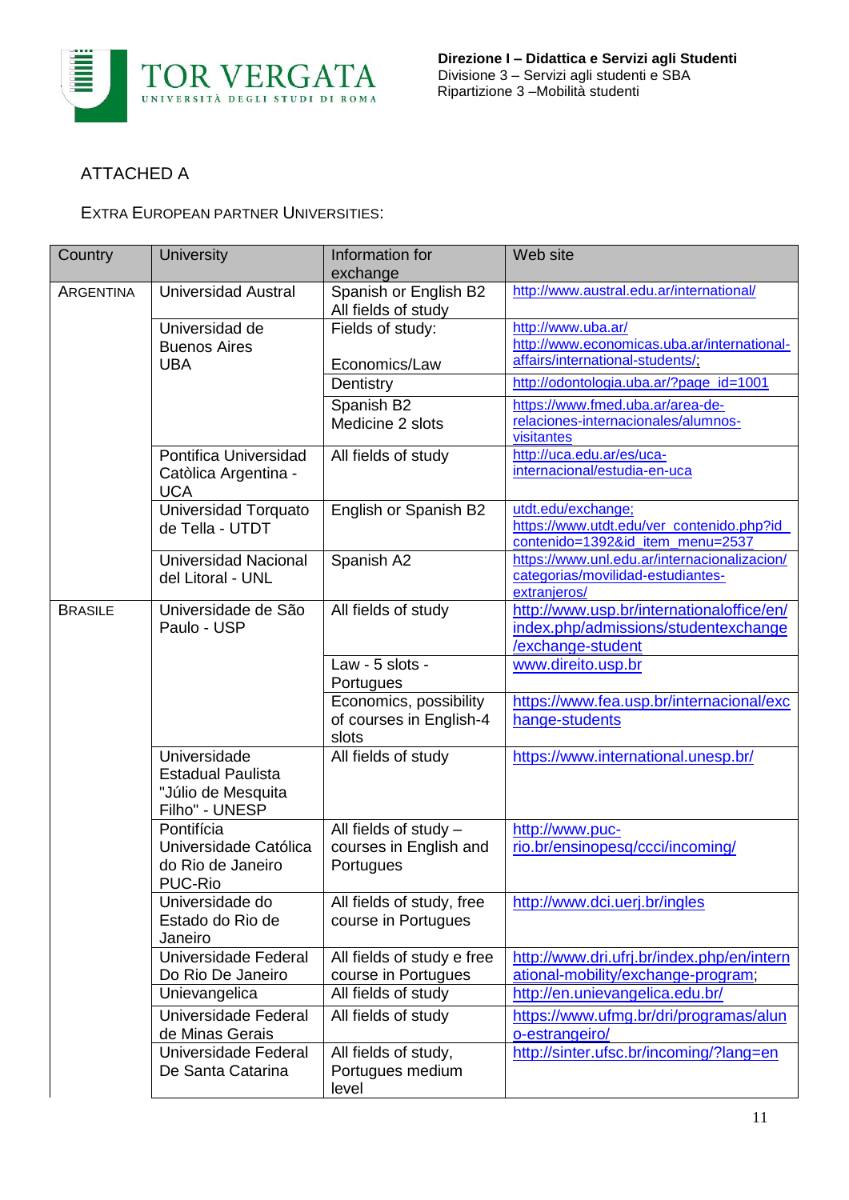ATTACHED A

EXTRA EUROPEAN PARTNER UNIVERSITIES:

| Country | University | Information for exchange | Web site |
|---|---|---|---|
| ARGENTINA | Universidad Austral | Spanish or English B2<br>All fields of study | http://www.austral.edu.ar/international/ |
| | Universidad de Buenos Aires UBA | Fields of study:<br><br>Economics/Law | http://www.uba.ar/<br>http://www.economicas.uba.ar/international-affairs/international-students/; |
| | | Dentistry | http://odontologia.uba.ar/?page_id=1001 |
| | | Spanish B2<br>Medicine 2 slots | https://www.fmed.uba.ar/area-de-relaciones-internacionales/alumnos-visitantes |
| | Pontifica Universidad Catòlica Argentina - UCA | All fields of study | http://uca.edu.ar/es/uca-internacional/estudia-en-uca |
| | Universidad Torquato de Tella - UTDT | English or Spanish B2 | utdt.edu/exchange;<br>https://www.utdt.edu/ver_contenido.php?id_contenido=1392&id_item_menu=2537 |
| | Universidad Nacional del Litoral - UNL | Spanish A2 | https://www.unl.edu.ar/internacionalizacion/categorias/movilidad-estudiantes-extranjeros/ |
| BRASILE | Universidade de São Paulo - USP | All fields of study | http://www.usp.br/internationaloffice/en/index.php/admissions/studentexchange/exchange-student |
| | | Law - 5 slots - Portugues | www.direito.usp.br |
| | | Economics, possibility of courses in English-4 slots | https://www.fea.usp.br/internacional/exchange-students |
| | Universidade Estadual Paulista "Júlio de Mesquita Filho" - UNESP | All fields of study | https://www.international.unesp.br/ |
| | Pontifícia Universidade Católica do Rio de Janeiro PUC-Rio | All fields of study – courses in English and Portugues | http://www.puc-rio.br/ensinopesq/ccci/incoming/ |
| | Universidade do Estado do Rio de Janeiro | All fields of study, free course in Portugues | http://www.dci.uerj.br/ingles |
| | Universidade Federal Do Rio De Janeiro | All fields of study e free course in Portugues | http://www.dri.ufrj.br/index.php/en/international-mobility/exchange-program; |
| | Unievangelica | All fields of study | http://en.unievangelica.edu.br/ |
| | Universidade Federal de Minas Gerais | All fields of study | https://www.ufmg.br/dri/programas/aluno-estrangeiro/ |
| | Universidade Federal De Santa Catarina | All fields of study, Portugues medium level | http://sinter.ufsc.br/incoming/?lang=en |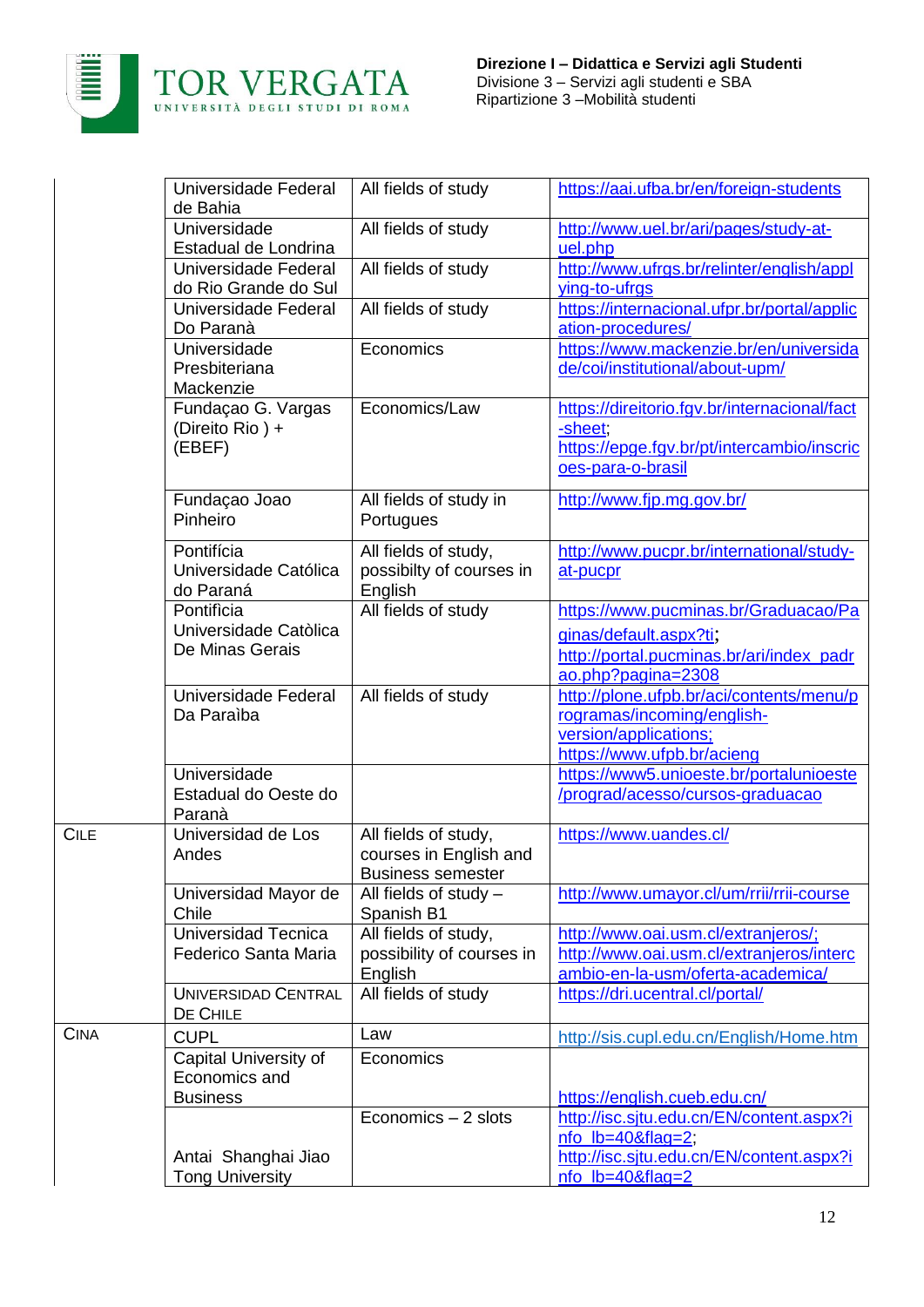|  |  |  |  |
|---|---|---|---|
|  | Universidade Federal de Bahia | All fields of study | https://aai.ufba.br/en/foreign-students |
|  | Universidade Estadual de Londrina | All fields of study | http://www.uel.br/ari/pages/study-at-uel.php |
|  | Universidade Federal do Rio Grande do Sul | All fields of study | http://www.ufrgs.br/relinter/english/applying-to-ufrgs |
|  | Universidade Federal Do Paranà | All fields of study | https://internacional.ufpr.br/portal/application-procedures/ |
|  | Universidade Presbiteriana Mackenzie | Economics | https://www.mackenzie.br/en/universidade/coi/institutional/about-upm/ |
|  | Fundaçao G. Vargas (Direito Rio ) + (EBEF) | Economics/Law | https://direitorio.fgv.br/internacional/fact-sheet; https://epge.fgv.br/pt/intercambio/inscricoes-para-o-brasil |
|  | Fundaçao Joao Pinheiro | All fields of study in Portugues | http://www.fjp.mg.gov.br/ |
|  | Pontifícia Universidade Católica do Paraná | All fields of study, possibilty of courses in English | http://www.pucpr.br/international/study-at-pucpr |
|  | Pontificia Universidade Catòlica De Minas Gerais | All fields of study | https://www.pucminas.br/Graduacao/Paginas/default.aspx?ti; http://portal.pucminas.br/ari/index_padrao.php?pagina=2308 |
|  | Universidade Federal Da Paraìba | All fields of study | http://plone.ufpb.br/aci/contents/menu/programas/incoming/english-version/applications; https://www.ufpb.br/acieng |
|  | Universidade Estadual do Oeste do Paranà |  | https://www5.unioeste.br/portalunioeste/prograd/acesso/cursos-graduacao |
| CILE | Universidad de Los Andes | All fields of study, courses in English and Business semester | https://www.uandes.cl/ |
|  | Universidad Mayor de Chile | All fields of study – Spanish B1 | http://www.umayor.cl/um/rrii/rrii-course |
|  | Universidad Tecnica Federico Santa Maria | All fields of study, possibility of courses in English | http://www.oai.usm.cl/extranjeros/; http://www.oai.usm.cl/extranjeros/intercambio-en-la-usm/oferta-academica/ |
|  | UNIVERSIDAD CENTRAL DE CHILE | All fields of study | https://dri.ucentral.cl/portal/ |
| CINA | CUPL | Law | http://sis.cupl.edu.cn/English/Home.htm |
|  | Capital University of Economics and Business | Economics | https://english.cueb.edu.cn/ |
|  | Antai Shanghai Jiao Tong University | Economics – 2 slots | http://isc.sjtu.edu.cn/EN/content.aspx?info_lb=40&flag=2; http://isc.sjtu.edu.cn/EN/content.aspx?info_lb=40&flag=2 |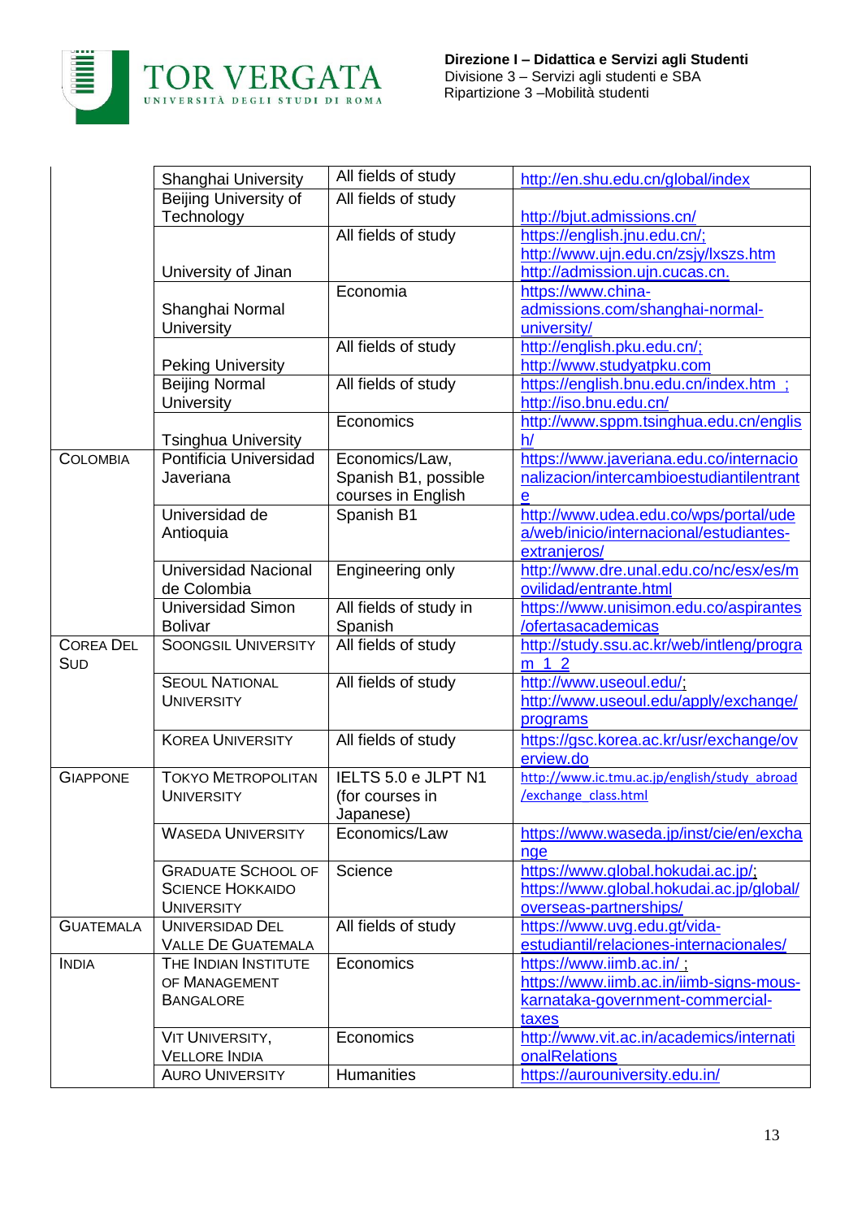| | Shanghai University | All fields of study | http://en.shu.edu.cn/global/index |
|---|---|---|---|
| | Beijing University of Technology | All fields of study | http://bjut.admissions.cn/ |
| | University of Jinan | All fields of study | https://english.jnu.edu.cn/; http://www.ujn.edu.cn/zsjy/lxszs.htm http://admission.ujn.cucas.cn. |
| | Shanghai Normal University | Economia | https://www.china-admissions.com/shanghai-normal-university/ |
| | Peking University | All fields of study | http://english.pku.edu.cn/; http://www.studyatpku.com |
| | Beijing Normal University | All fields of study | https://english.bnu.edu.cn/index.htm ; http://iso.bnu.edu.cn/ |
| | Tsinghua University | Economics | http://www.sppm.tsinghua.edu.cn/english/ |
| COLOMBIA | Pontificia Universidad Javeriana | Economics/Law, Spanish B1, possible courses in English | https://www.javeriana.edu.co/internacionalizacion/intercambioestudiantilentrante |
| | Universidad de Antioquia | Spanish B1 | http://www.udea.edu.co/wps/portal/udea/web/inicio/internacional/estudiantes-extranjeros/ |
| | Universidad Nacional de Colombia | Engineering only | http://www.dre.unal.edu.co/nc/esx/es/movilidad/entrante.html |
| | Universidad Simon Bolivar | All fields of study in Spanish | https://www.unisimon.edu.co/aspirantes/ofertasacademicas |
| COREA DEL SUD | SOONGSIL UNIVERSITY | All fields of study | http://study.ssu.ac.kr/web/intleng/program_1_2 |
| | SEOUL NATIONAL UNIVERSITY | All fields of study | http://www.useoul.edu/; http://www.useoul.edu/apply/exchange/programs |
| | KOREA UNIVERSITY | All fields of study | https://gsc.korea.ac.kr/usr/exchange/overview.do |
| GIAPPONE | TOKYO METROPOLITAN UNIVERSITY | IELTS 5.0 e JLPT N1 (for courses in Japanese) | http://www.ic.tmu.ac.jp/english/study_abroad/exchange_class.html |
| | WASEDA UNIVERSITY | Economics/Law | https://www.waseda.jp/inst/cie/en/exchange |
| | GRADUATE SCHOOL OF SCIENCE HOKKAIDO UNIVERSITY | Science | https://www.global.hokudai.ac.jp/; https://www.global.hokudai.ac.jp/global/overseas-partnerships/ |
| GUATEMALA | UNIVERSIDAD DEL VALLE DE GUATEMALA | All fields of study | https://www.uvg.edu.gt/vida-estudiantil/relaciones-internacionales/ |
| INDIA | THE INDIAN INSTITUTE OF MANAGEMENT BANGALORE | Economics | https://www.iimb.ac.in/ ; https://www.iimb.ac.in/iimb-signs-mous-karnataka-government-commercial-taxes |
| | VIT UNIVERSITY, VELLORE INDIA | Economics | http://www.vit.ac.in/academics/internationalRelations |
| | AURO UNIVERSITY | Humanities | https://aurouniversity.edu.in/ |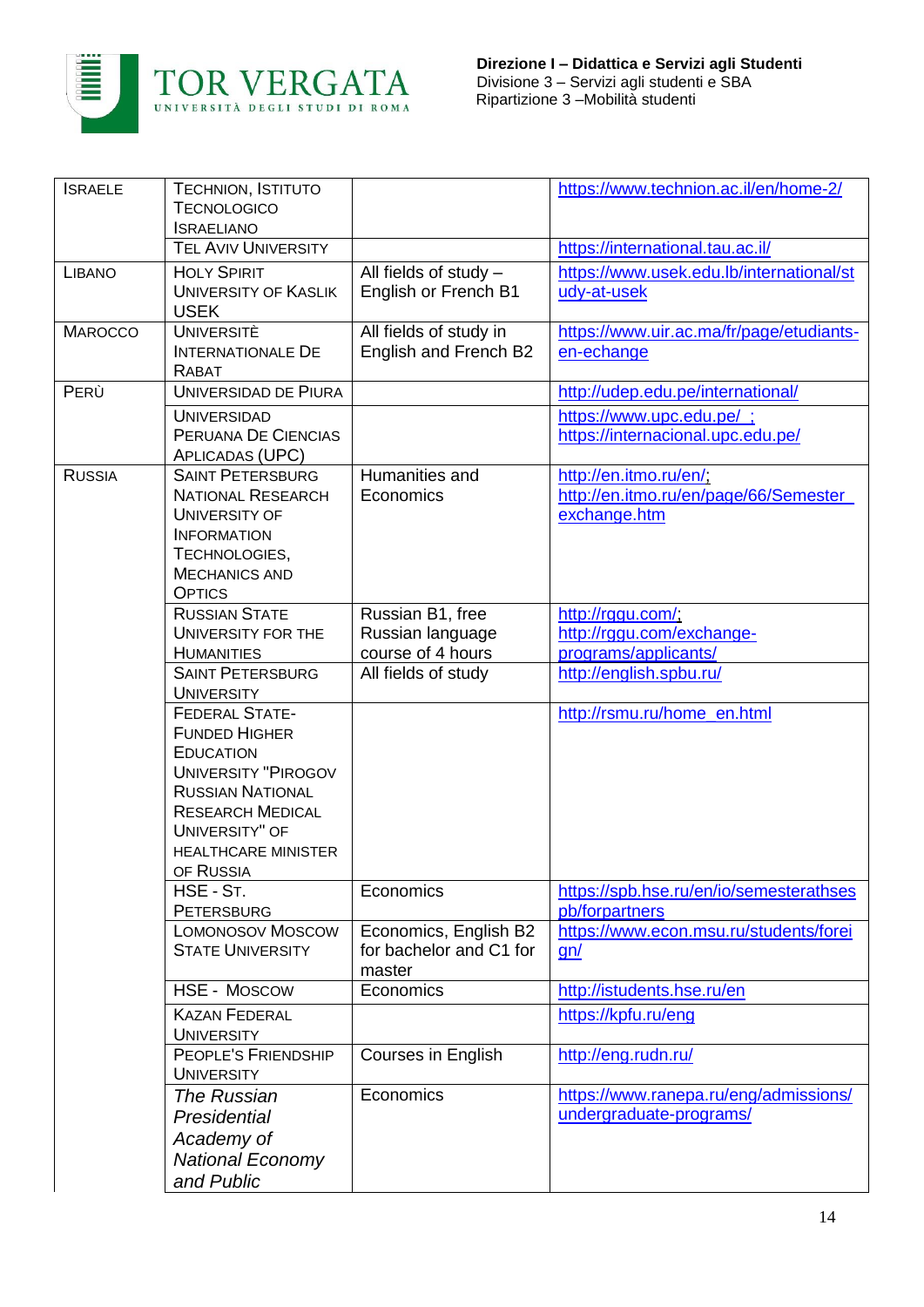| | | | |
|---|---|---|---|
| ISRAELE | TECHNION, ISTITUTO TECNOLOGICO ISRAELIANO | | https://www.technion.ac.il/en/home-2/ |
| | TEL AVIV UNIVERSITY | | https://international.tau.ac.il/ |
| LIBANO | HOLY SPIRIT UNIVERSITY OF KASLIK USEK | All fields of study – English or French B1 | https://www.usek.edu.lb/international/study-at-usek |
| MAROCCO | UNIVERSITÈ INTERNATIONALE DE RABAT | All fields of study in English and French B2 | https://www.uir.ac.ma/fr/page/etudiants-en-echange |
| PERÙ | UNIVERSIDAD DE PIURA | | http://udep.edu.pe/international/ |
| | UNIVERSIDAD PERUANA DE CIENCIAS APLICADAS (UPC) | | https://www.upc.edu.pe/ ; https://internacional.upc.edu.pe/ |
| RUSSIA | SAINT PETERSBURG NATIONAL RESEARCH UNIVERSITY OF INFORMATION TECHNOLOGIES, MECHANICS AND OPTICS | Humanities and Economics | http://en.itmo.ru/en/; http://en.itmo.ru/en/page/66/Semester_exchange.htm |
| | RUSSIAN STATE UNIVERSITY FOR THE HUMANITIES | Russian B1, free Russian language course of 4 hours | http://rggu.com/; http://rggu.com/exchange-programs/applicants/ |
| | SAINT PETERSBURG UNIVERSITY | All fields of study | http://english.spbu.ru/ |
| | FEDERAL STATE-FUNDED HIGHER EDUCATION UNIVERSITY "PIROGOV RUSSIAN NATIONAL RESEARCH MEDICAL UNIVERSITY" OF HEALTHCARE MINISTER OF RUSSIA | | http://rsmu.ru/home_en.html |
| | HSE - ST. PETERSBURG | Economics | https://spb.hse.ru/en/io/semesterathsespb/forpartners |
| | LOMONOSOV MOSCOW STATE UNIVERSITY | Economics, English B2 for bachelor and C1 for master | https://www.econ.msu.ru/students/foreign/ |
| | HSE - MOSCOW | Economics | http://istudents.hse.ru/en |
| | KAZAN FEDERAL UNIVERSITY | | https://kpfu.ru/eng |
| | PEOPLE'S FRIENDSHIP UNIVERSITY | Courses in English | http://eng.rudn.ru/ |
| | *The Russian Presidential Academy of National Economy and Public* | Economics | https://www.ranepa.ru/eng/admissions/undergraduate-programs/ |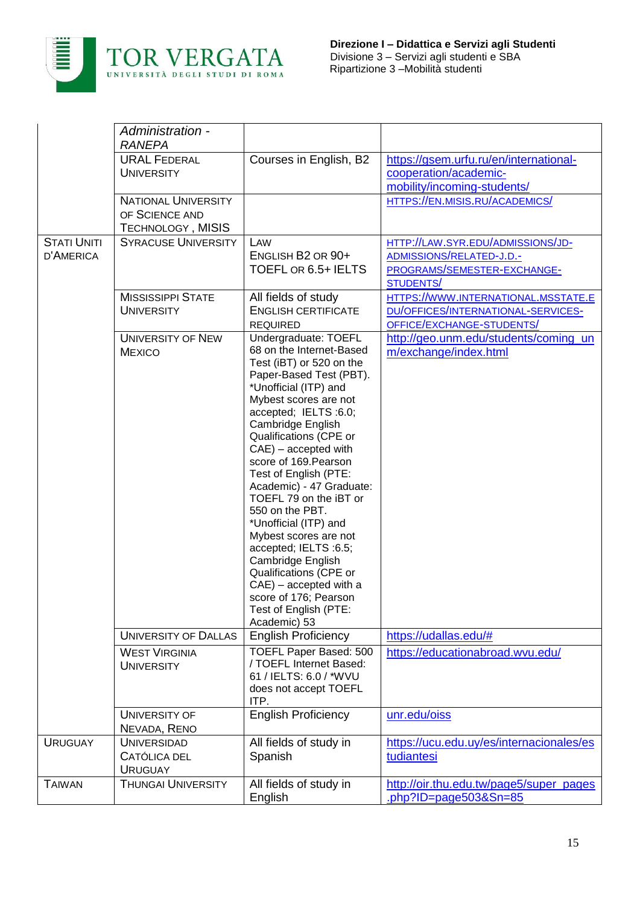| | | | |
|---|---|---|---|
| | *Administration - RANEPA* | | |
| | URAL FEDERAL UNIVERSITY | Courses in English, B2 | https://gsem.urfu.ru/en/international-cooperation/academic-mobility/incoming-students/ |
| | NATIONAL UNIVERSITY OF SCIENCE AND TECHNOLOGY , MISIS | | HTTPS://EN.MISIS.RU/ACADEMICS/ |
| STATI UNITI D'AMERICA | SYRACUSE UNIVERSITY | LAW<br>ENGLISH B2 OR 90+ TOEFL OR 6.5+ IELTS | HTTP://LAW.SYR.EDU/ADMISSIONS/JD-ADMISSIONS/RELATED-J.D.-PROGRAMS/SEMESTER-EXCHANGE-STUDENTS/ |
| | MISSISSIPPI STATE UNIVERSITY | All fields of study<br>ENGLISH CERTIFICATE REQUIRED | HTTPS://WWW.INTERNATIONAL.MSSTATE.EDU/OFFICES/INTERNATIONAL-SERVICES-OFFICE/EXCHANGE-STUDENTS/ |
| | UNIVERSITY OF NEW MEXICO | Undergraduate: TOEFL 68 on the Internet-Based Test (iBT) or 520 on the Paper-Based Test (PBT). *Unofficial (ITP) and Mybest scores are not accepted; IELTS :6.0; Cambridge English Qualifications (CPE or CAE) – accepted with score of 169.Pearson Test of English (PTE: Academic) - 47 Graduate: TOEFL 79 on the iBT or 550 on the PBT. *Unofficial (ITP) and Mybest scores are not accepted; IELTS :6.5; Cambridge English Qualifications (CPE or CAE) – accepted with a score of 176; Pearson Test of English (PTE: Academic) 53 | http://geo.unm.edu/students/coming_unm/exchange/index.html |
| | UNIVERSITY OF DALLAS | English Proficiency | https://udallas.edu/# |
| | WEST VIRGINIA UNIVERSITY | TOEFL Paper Based: 500 / TOEFL Internet Based: 61 / IELTS: 6.0 / *WVU does not accept TOEFL ITP. | https://educationabroad.wvu.edu/ |
| | UNIVERSITY OF NEVADA, RENO | English Proficiency | unr.edu/oiss |
| URUGUAY | UNIVERSIDAD CATÓLICA DEL URUGUAY | All fields of study in Spanish | https://ucu.edu.uy/es/internacionales/estudiantesi |
| TAIWAN | THUNGAI UNIVERSITY | All fields of study in English | http://oir.thu.edu.tw/page5/super_pages.php?ID=page503&Sn=85 |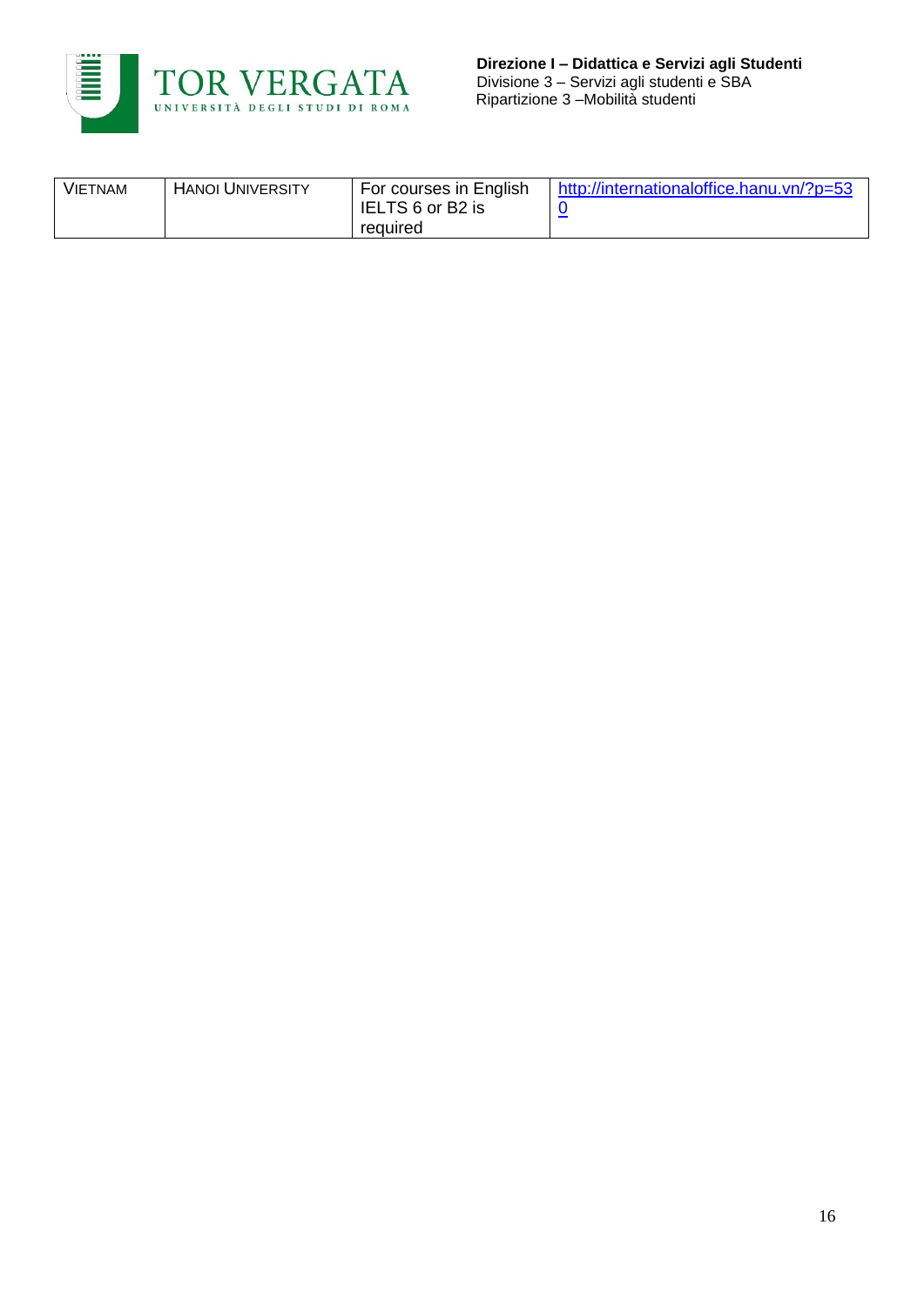| | | | |
|---|---|---|---|
| VIETNAM | HANOI UNIVERSITY | For courses in English IELTS 6 or B2 is required | http://internationaloffice.hanu.vn/?p=530 |